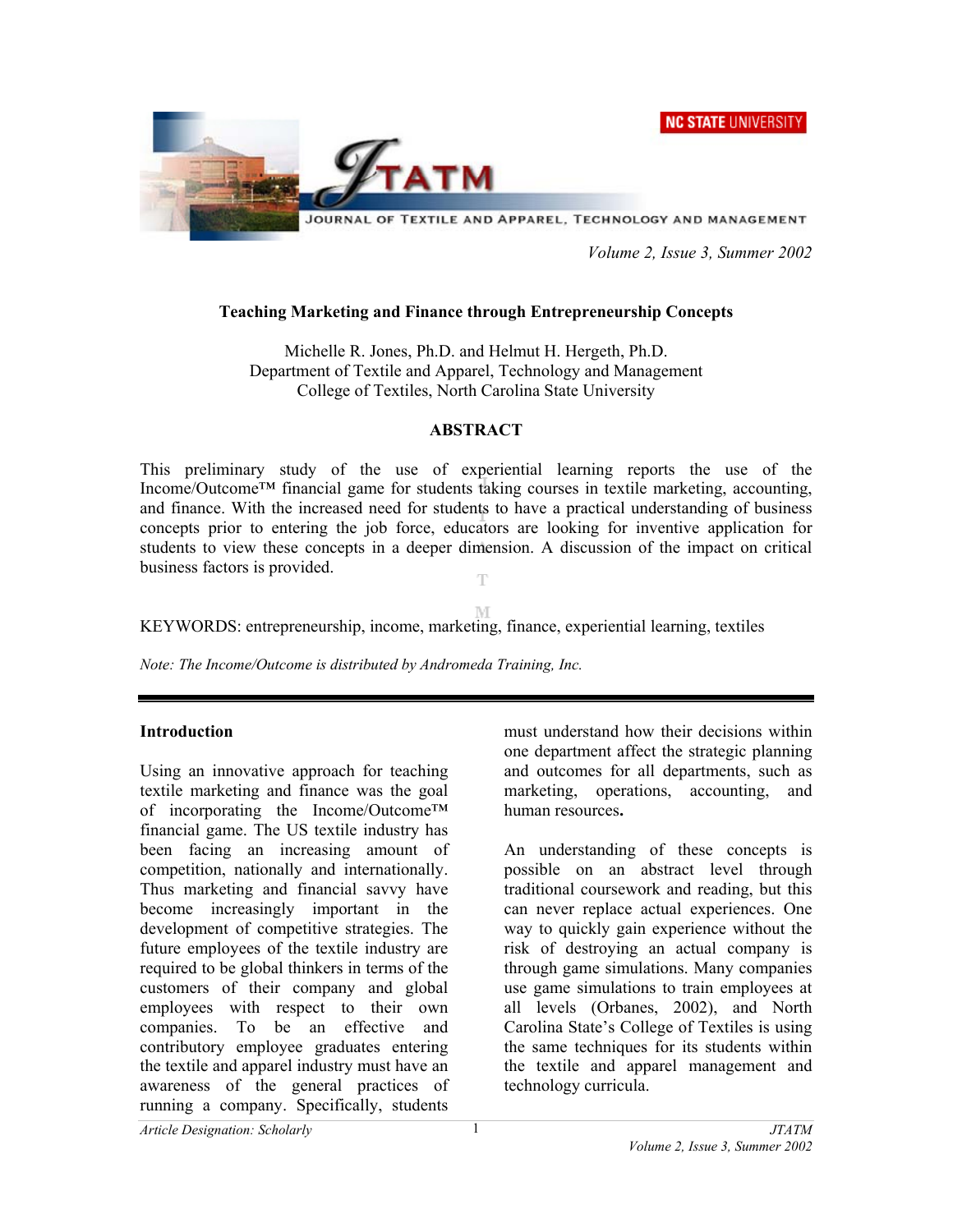# Teaching Marketing and Finance through Entrepreneurship Concepts

Michelle R. Jones, Ph.D. and Helmut H. Hergeth, Ph.D.
Department of Textile and Apparel, Technology and Management
College of Textiles, North Carolina State University

## ABSTRACT

This preliminary study of the use of experiential learning reports the use of the Income/Outcome™ financial game for students taking courses in textile marketing, accounting, and finance. With the increased need for students to have a practical understanding of business concepts prior to entering the job force, educators are looking for inventive application for students to view these concepts in a deeper dimension. A discussion of the impact on critical business factors is provided.

KEYWORDS: entrepreneurship, income, marketing, finance, experiential learning, textiles

*Note: The Income/Outcome is distributed by Andromeda Training, Inc.*

---

## Introduction

Using an innovative approach for teaching textile marketing and finance was the goal of incorporating the Income/Outcome™ financial game. The US textile industry has been facing an increasing amount of competition, nationally and internationally. Thus marketing and financial savvy have become increasingly important in the development of competitive strategies. The future employees of the textile industry are required to be global thinkers in terms of the customers of their company and global employees with respect to their own companies. To be an effective and contributory employee graduates entering the textile and apparel industry must have an awareness of the general practices of running a company. Specifically, students must understand how their decisions within one department affect the strategic planning and outcomes for all departments, such as marketing, operations, accounting, and human resources**.**

An understanding of these concepts is possible on an abstract level through traditional coursework and reading, but this can never replace actual experiences. One way to quickly gain experience without the risk of destroying an actual company is through game simulations. Many companies use game simulations to train employees at all levels (Orbanes, 2002), and North Carolina State's College of Textiles is using the same techniques for its students within the textile and apparel management and technology curricula.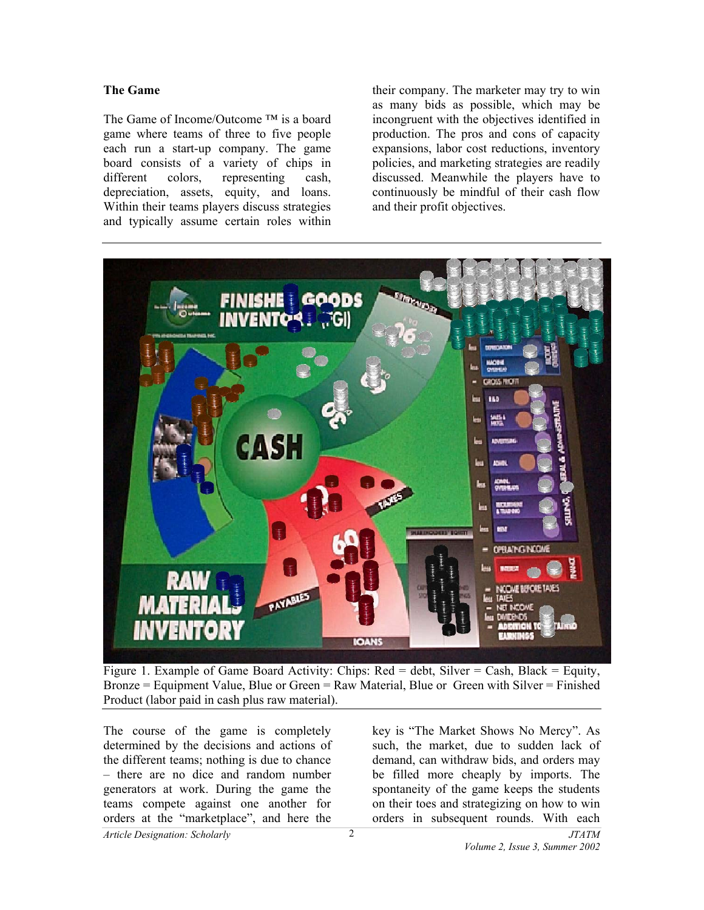**The Game**

The Game of Income/Outcome ™ is a board game where teams of three to five people each run a start-up company. The game board consists of a variety of chips in different colors, representing cash, depreciation, assets, equity, and loans. Within their teams players discuss strategies and typically assume certain roles within their company. The marketer may try to win as many bids as possible, which may be incongruent with the objectives identified in production. The pros and cons of capacity expansions, labor cost reductions, inventory policies, and marketing strategies are readily discussed. Meanwhile the players have to continuously be mindful of their cash flow and their profit objectives.

Figure 1. Example of Game Board Activity: Chips: Red = debt, Silver = Cash, Black = Equity, Bronze = Equipment Value, Blue or Green = Raw Material, Blue or Green with Silver = Finished Product (labor paid in cash plus raw material).

The course of the game is completely determined by the decisions and actions of the different teams; nothing is due to chance – there are no dice and random number generators at work. During the game the teams compete against one another for orders at the "marketplace", and here the key is "The Market Shows No Mercy". As such, the market, due to sudden lack of demand, can withdraw bids, and orders may be filled more cheaply by imports. The spontaneity of the game keeps the students on their toes and strategizing on how to win orders in subsequent rounds. With each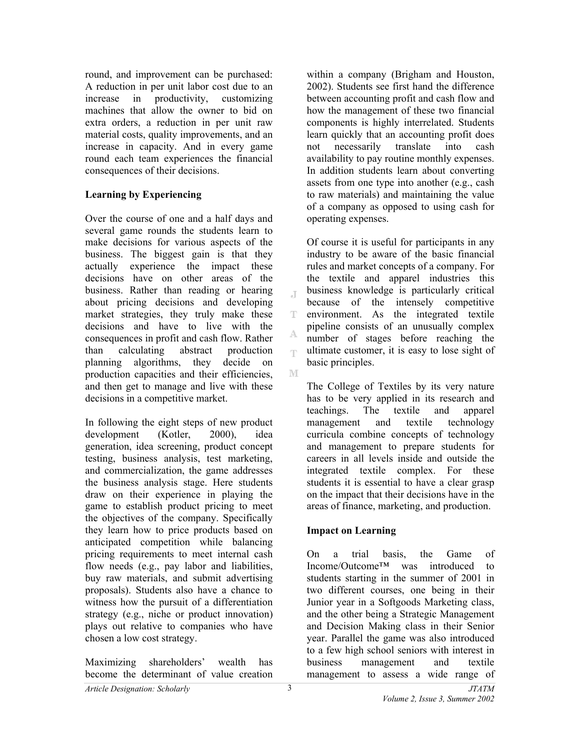round, and improvement can be purchased: A reduction in per unit labor cost due to an increase in productivity, customizing machines that allow the owner to bid on extra orders, a reduction in per unit raw material costs, quality improvements, and an increase in capacity. And in every game round each team experiences the financial consequences of their decisions.

**Learning by Experiencing**

Over the course of one and a half days and several game rounds the students learn to make decisions for various aspects of the business. The biggest gain is that they actually experience the impact these decisions have on other areas of the business. Rather than reading or hearing about pricing decisions and developing market strategies, they truly make these decisions and have to live with the consequences in profit and cash flow. Rather than calculating abstract production planning algorithms, they decide on production capacities and their efficiencies, and then get to manage and live with these decisions in a competitive market.

In following the eight steps of new product development (Kotler, 2000), idea generation, idea screening, product concept testing, business analysis, test marketing, and commercialization, the game addresses the business analysis stage. Here students draw on their experience in playing the game to establish product pricing to meet the objectives of the company. Specifically they learn how to price products based on anticipated competition while balancing pricing requirements to meet internal cash flow needs (e.g., pay labor and liabilities, buy raw materials, and submit advertising proposals). Students also have a chance to witness how the pursuit of a differentiation strategy (e.g., niche or product innovation) plays out relative to companies who have chosen a low cost strategy.

Maximizing shareholders' wealth has become the determinant of value creation within a company (Brigham and Houston, 2002). Students see first hand the difference between accounting profit and cash flow and how the management of these two financial components is highly interrelated. Students learn quickly that an accounting profit does not necessarily translate into cash availability to pay routine monthly expenses. In addition students learn about converting assets from one type into another (e.g., cash to raw materials) and maintaining the value of a company as opposed to using cash for operating expenses.

Of course it is useful for participants in any industry to be aware of the basic financial rules and market concepts of a company. For the textile and apparel industries this business knowledge is particularly critical because of the intensely competitive environment. As the integrated textile pipeline consists of an unusually complex number of stages before reaching the ultimate customer, it is easy to lose sight of basic principles.

The College of Textiles by its very nature has to be very applied in its research and teachings. The textile and apparel management and textile technology curricula combine concepts of technology and management to prepare students for careers in all levels inside and outside the integrated textile complex. For these students it is essential to have a clear grasp on the impact that their decisions have in the areas of finance, marketing, and production.

**Impact on Learning**

On a trial basis, the Game of Income/Outcome™ was introduced to students starting in the summer of 2001 in two different courses, one being in their Junior year in a Softgoods Marketing class, and the other being a Strategic Management and Decision Making class in their Senior year. Parallel the game was also introduced to a few high school seniors with interest in business management and textile management to assess a wide range of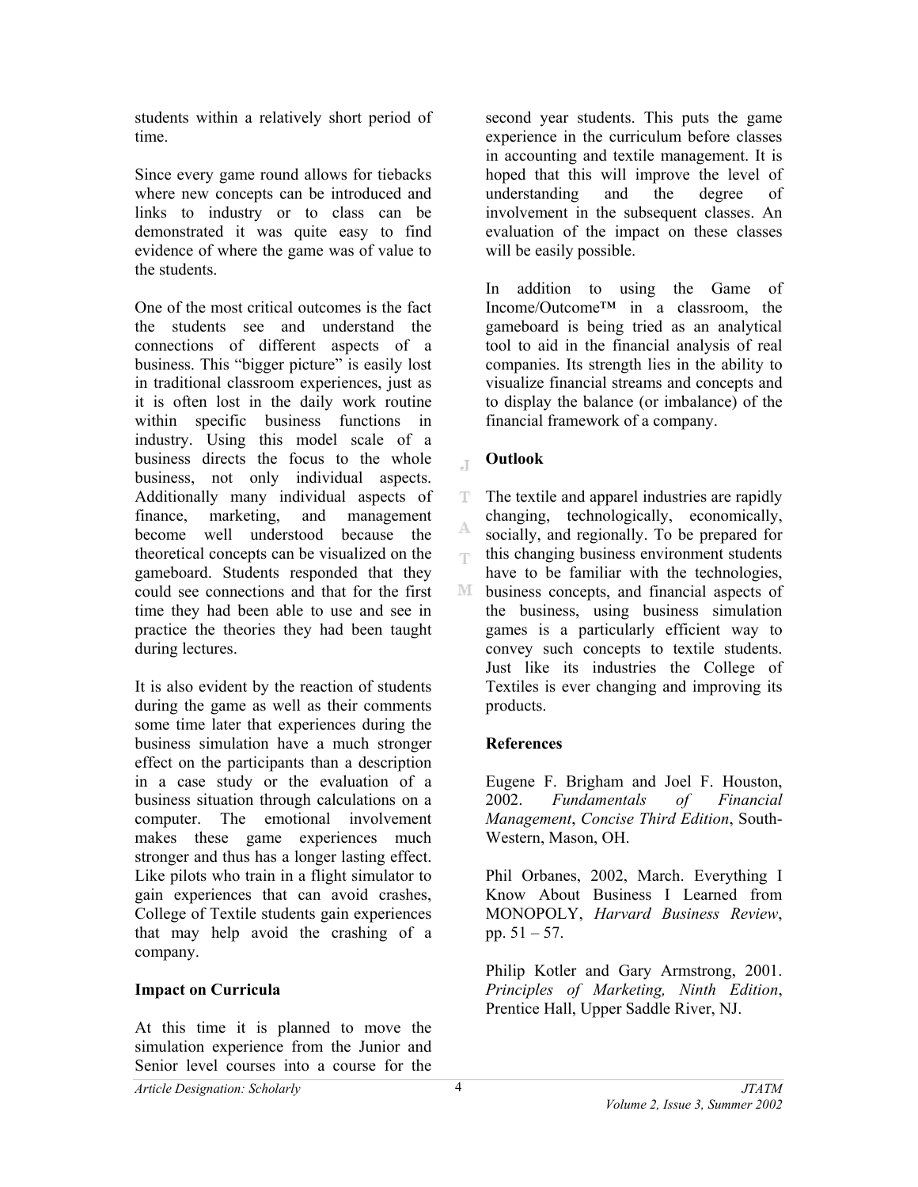students within a relatively short period of time.

Since every game round allows for tiebacks where new concepts can be introduced and links to industry or to class can be demonstrated it was quite easy to find evidence of where the game was of value to the students.

One of the most critical outcomes is the fact the students see and understand the connections of different aspects of a business. This "bigger picture" is easily lost in traditional classroom experiences, just as it is often lost in the daily work routine within specific business functions in industry. Using this model scale of a business directs the focus to the whole business, not only individual aspects. Additionally many individual aspects of finance, marketing, and management become well understood because the theoretical concepts can be visualized on the gameboard. Students responded that they could see connections and that for the first time they had been able to use and see in practice the theories they had been taught during lectures.

It is also evident by the reaction of students during the game as well as their comments some time later that experiences during the business simulation have a much stronger effect on the participants than a description in a case study or the evaluation of a business situation through calculations on a computer. The emotional involvement makes these game experiences much stronger and thus has a longer lasting effect. Like pilots who train in a flight simulator to gain experiences that can avoid crashes, College of Textile students gain experiences that may help avoid the crashing of a company.

## Impact on Curricula

At this time it is planned to move the simulation experience from the Junior and Senior level courses into a course for the second year students. This puts the game experience in the curriculum before classes in accounting and textile management. It is hoped that this will improve the level of understanding and the degree of involvement in the subsequent classes. An evaluation of the impact on these classes will be easily possible.

In addition to using the Game of Income/Outcome™ in a classroom, the gameboard is being tried as an analytical tool to aid in the financial analysis of real companies. Its strength lies in the ability to visualize financial streams and concepts and to display the balance (or imbalance) of the financial framework of a company.

## Outlook

The textile and apparel industries are rapidly changing, technologically, economically, socially, and regionally. To be prepared for this changing business environment students have to be familiar with the technologies, business concepts, and financial aspects of the business, using business simulation games is a particularly efficient way to convey such concepts to textile students. Just like its industries the College of Textiles is ever changing and improving its products.

## References

Eugene F. Brigham and Joel F. Houston, 2002. *Fundamentals of Financial Management*, *Concise Third Edition*, South-Western, Mason, OH.

Phil Orbanes, 2002, March. Everything I Know About Business I Learned from MONOPOLY, *Harvard Business Review*, pp. 51 – 57.

Philip Kotler and Gary Armstrong, 2001. *Principles of Marketing, Ninth Edition*, Prentice Hall, Upper Saddle River, NJ.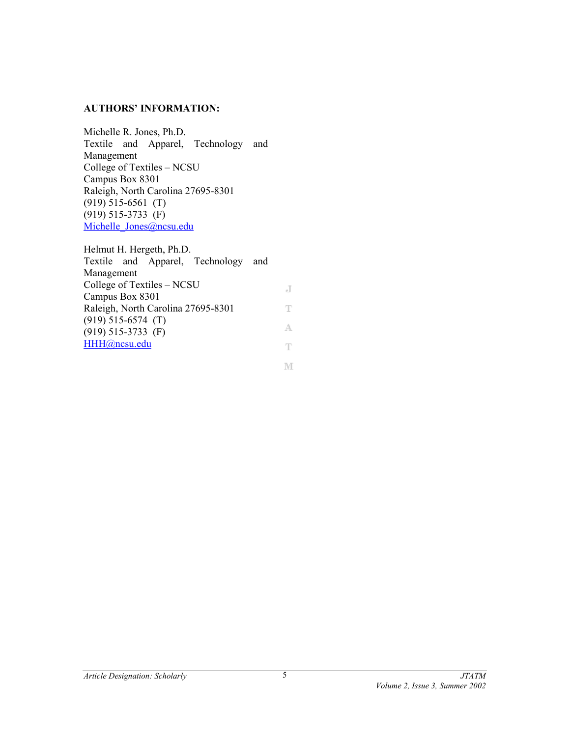**AUTHORS' INFORMATION:**

Michelle R. Jones, Ph.D.
Textile and Apparel, Technology and Management
College of Textiles – NCSU
Campus Box 8301
Raleigh, North Carolina 27695-8301
(919) 515-6561 (T)
(919) 515-3733 (F)
Michelle_Jones@ncsu.edu

Helmut H. Hergeth, Ph.D.
Textile and Apparel, Technology and Management
College of Textiles – NCSU
Campus Box 8301
Raleigh, North Carolina 27695-8301
(919) 515-6574 (T)
(919) 515-3733 (F)
HHH@ncsu.edu